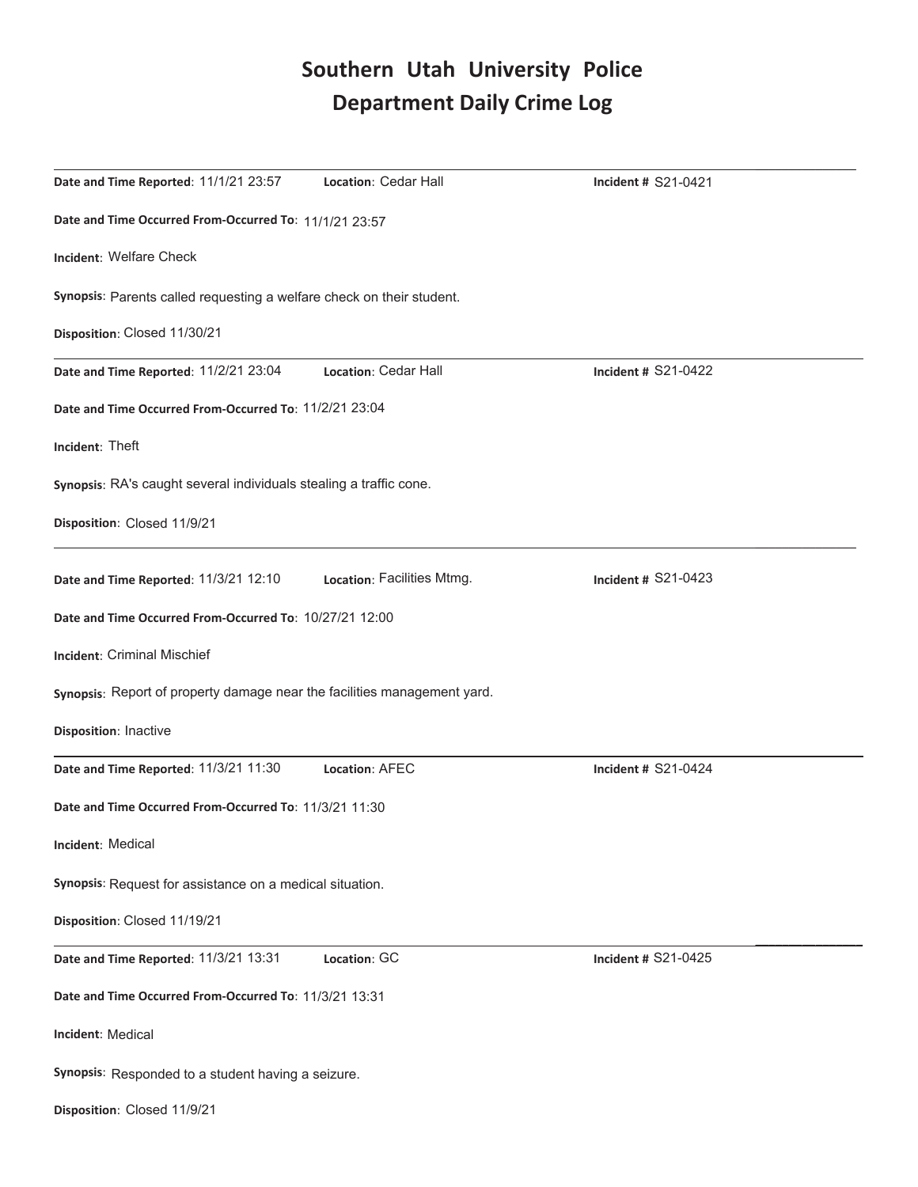# Southern Utah University Police Department Daily Crime Log

---

**Date and Time Reported**: 11/1/21 23:57 **Location**: Cedar Hall **Incident #** S21-0421

**Date and Time Occurred From-Occurred To**: 11/1/21 23:57

**Incident**: Welfare Check

**Synopsis**: Parents called requesting a welfare check on their student.

**Disposition**: Closed 11/30/21

---

**Date and Time Reported**: 11/2/21 23:04 **Location**: Cedar Hall **Incident #** S21-0422

**Date and Time Occurred From-Occurred To**: 11/2/21 23:04

**Incident**: Theft

**Synopsis**: RA's caught several individuals stealing a traffic cone.

**Disposition**: Closed 11/9/21

---

**Date and Time Reported**: 11/3/21 12:10 **Location**: Facilities Mtmg. **Incident #** S21-0423

**Date and Time Occurred From-Occurred To**: 10/27/21 12:00

**Incident**: Criminal Mischief

**Synopsis**: Report of property damage near the facilities management yard.

**Disposition**: Inactive

---

**Date and Time Reported**: 11/3/21 11:30 **Location**: AFEC **Incident #** S21-0424

**Date and Time Occurred From-Occurred To**: 11/3/21 11:30

**Incident**: Medical

**Synopsis**: Request for assistance on a medical situation.

**Disposition**: Closed 11/19/21

---

**Date and Time Reported**: 11/3/21 13:31 **Location**: GC **Incident #** S21-0425

**Date and Time Occurred From-Occurred To**: 11/3/21 13:31

**Incident**: Medical

**Synopsis**: Responded to a student having a seizure.

**Disposition**: Closed 11/9/21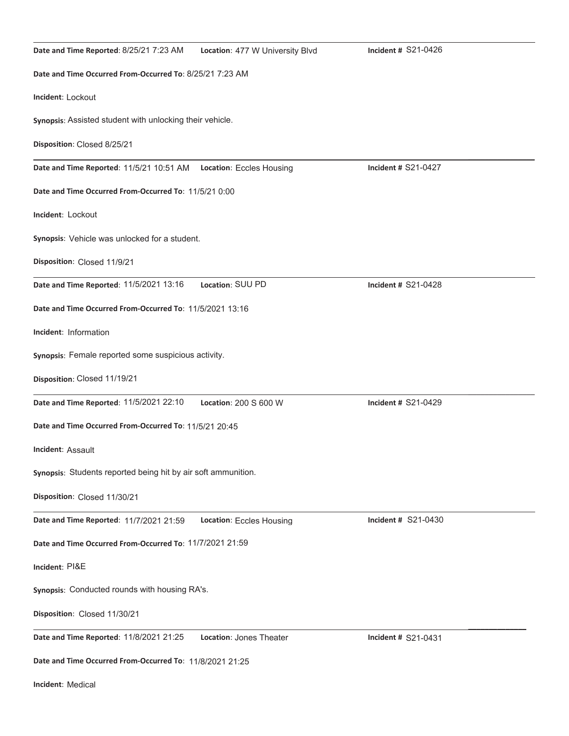**Date and Time Reported**: 8/25/21 7:23 AM **Location**: 477 W University Blvd **Incident #** S21-0426

**Date and Time Occurred From-Occurred To**: 8/25/21 7:23 AM

**Incident**: Lockout

**Synopsis**: Assisted student with unlocking their vehicle.

**Disposition**: Closed 8/25/21

---

**Date and Time Reported**: 11/5/21 10:51 AM **Location**: Eccles Housing **Incident #** S21-0427

**Date and Time Occurred From-Occurred To**: 11/5/21 0:00

**Incident**: Lockout

**Synopsis**: Vehicle was unlocked for a student.

**Disposition**: Closed 11/9/21

---

**Date and Time Reported**: 11/5/2021 13:16 **Location**: SUU PD **Incident #** S21-0428

**Date and Time Occurred From-Occurred To**: 11/5/2021 13:16

**Incident**: Information

**Synopsis**: Female reported some suspicious activity.

**Disposition**: Closed 11/19/21

---

**Date and Time Reported**: 11/5/2021 22:10 **Location**: 200 S 600 W **Incident #** S21-0429

**Date and Time Occurred From-Occurred To**: 11/5/21 20:45

**Incident**: Assault

**Synopsis**: Students reported being hit by air soft ammunition.

**Disposition**: Closed 11/30/21

---

**Date and Time Reported**: 11/7/2021 21:59 **Location**: Eccles Housing **Incident #** S21-0430

**Date and Time Occurred From-Occurred To**: 11/7/2021 21:59

**Incident**: PI&E

**Synopsis**: Conducted rounds with housing RA's.

**Disposition**: Closed 11/30/21

---

**Date and Time Reported**: 11/8/2021 21:25 **Location**: Jones Theater **Incident #** S21-0431

**Date and Time Occurred From-Occurred To**: 11/8/2021 21:25

**Incident**: Medical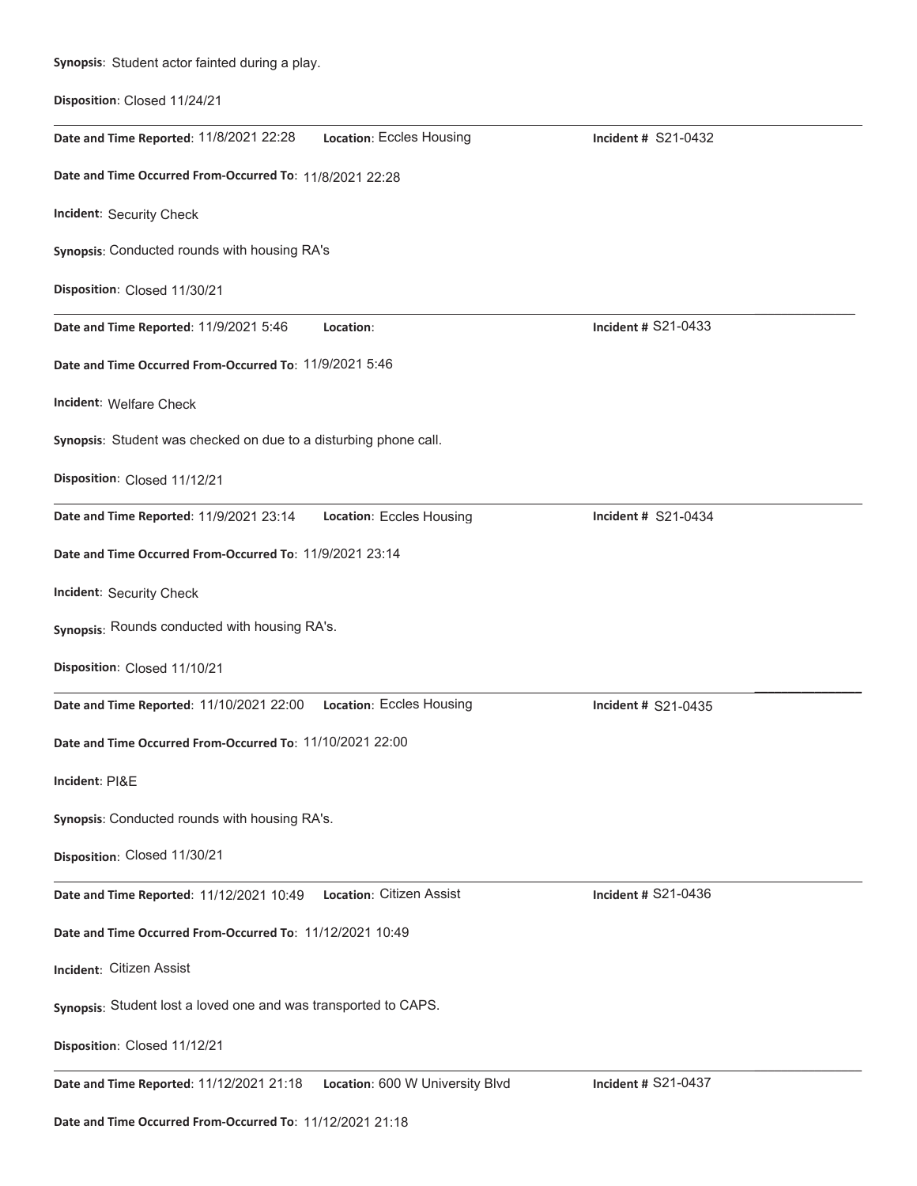**Synopsis**: Student actor fainted during a play.

**Disposition**: Closed 11/24/21

---

**Date and Time Reported**: 11/8/2021 22:28 **Location**: Eccles Housing **Incident #** S21-0432

**Date and Time Occurred From-Occurred To**: 11/8/2021 22:28

**Incident**: Security Check

**Synopsis**: Conducted rounds with housing RA's

**Disposition**: Closed 11/30/21

---

**Date and Time Reported**: 11/9/2021 5:46 **Location**: **Incident #** S21-0433

**Date and Time Occurred From-Occurred To**: 11/9/2021 5:46

**Incident**: Welfare Check

**Synopsis**: Student was checked on due to a disturbing phone call.

**Disposition**: Closed 11/12/21

---

**Date and Time Reported**: 11/9/2021 23:14 **Location**: Eccles Housing **Incident #** S21-0434

**Date and Time Occurred From-Occurred To**: 11/9/2021 23:14

**Incident**: Security Check

**Synopsis**: Rounds conducted with housing RA's.

**Disposition**: Closed 11/10/21

---

**Date and Time Reported**: 11/10/2021 22:00 **Location**: Eccles Housing **Incident #** S21-0435

**Date and Time Occurred From-Occurred To**: 11/10/2021 22:00

**Incident**: PI&E

**Synopsis**: Conducted rounds with housing RA's.

**Disposition**: Closed 11/30/21

---

**Date and Time Reported**: 11/12/2021 10:49 **Location**: Citizen Assist **Incident #** S21-0436

**Date and Time Occurred From-Occurred To**: 11/12/2021 10:49

**Incident**: Citizen Assist

**Synopsis**: Student lost a loved one and was transported to CAPS.

**Disposition**: Closed 11/12/21

---

**Date and Time Reported**: 11/12/2021 21:18 **Location**: 600 W University Blvd **Incident #** S21-0437

**Date and Time Occurred From-Occurred To**: 11/12/2021 21:18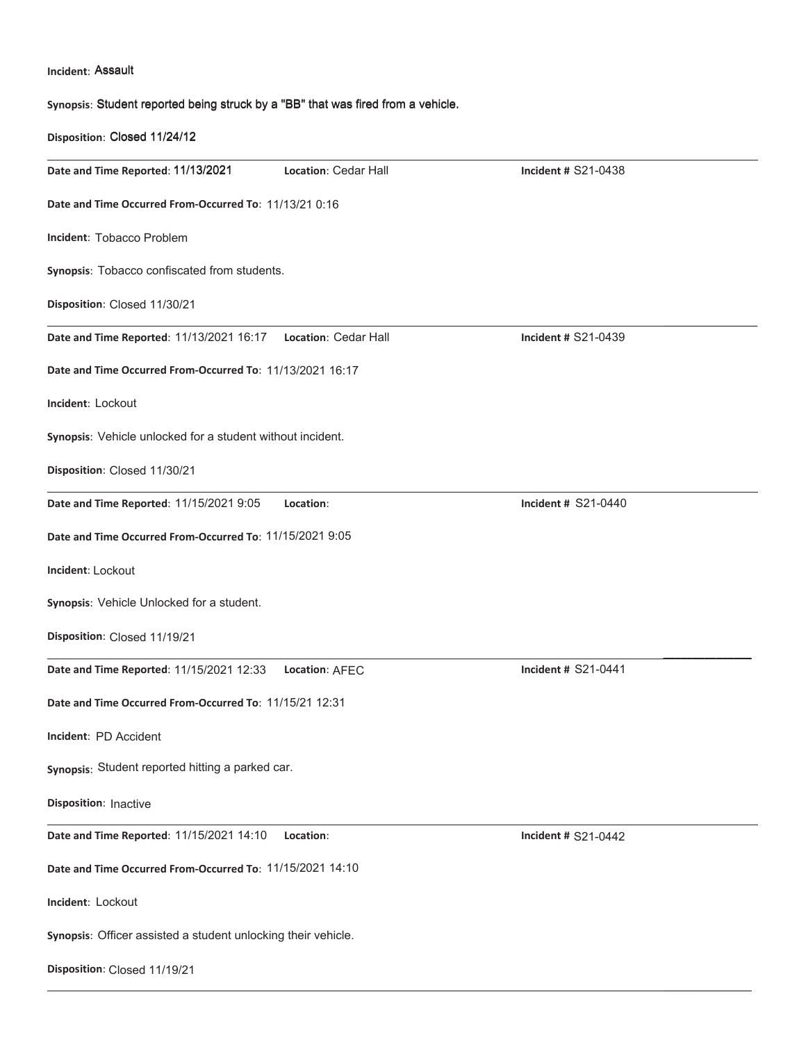**Incident**: Assault

**Synopsis**: Student reported being struck by a "BB" that was fired from a vehicle.

**Disposition**: Closed 11/24/12

---

**Date and Time Reported**: 11/13/2021 **Location**: Cedar Hall **Incident #** S21-0438

**Date and Time Occurred From-Occurred To**: 11/13/21 0:16

**Incident**: Tobacco Problem

**Synopsis**: Tobacco confiscated from students.

**Disposition**: Closed 11/30/21

---

**Date and Time Reported**: 11/13/2021 16:17 **Location**: Cedar Hall **Incident #** S21-0439

**Date and Time Occurred From-Occurred To**: 11/13/2021 16:17

**Incident**: Lockout

**Synopsis**: Vehicle unlocked for a student without incident.

**Disposition**: Closed 11/30/21

---

**Date and Time Reported**: 11/15/2021 9:05 **Location**: **Incident #** S21-0440

**Date and Time Occurred From-Occurred To**: 11/15/2021 9:05

**Incident**: Lockout

**Synopsis**: Vehicle Unlocked for a student.

**Disposition**: Closed 11/19/21

---

**Date and Time Reported**: 11/15/2021 12:33 **Location**: AFEC **Incident #** S21-0441

**Date and Time Occurred From-Occurred To**: 11/15/21 12:31

**Incident**: PD Accident

**Synopsis**: Student reported hitting a parked car.

**Disposition**: Inactive

---

**Date and Time Reported**: 11/15/2021 14:10 **Location**: **Incident #** S21-0442

**Date and Time Occurred From-Occurred To**: 11/15/2021 14:10

**Incident**: Lockout

**Synopsis**: Officer assisted a student unlocking their vehicle.

**Disposition**: Closed 11/19/21

---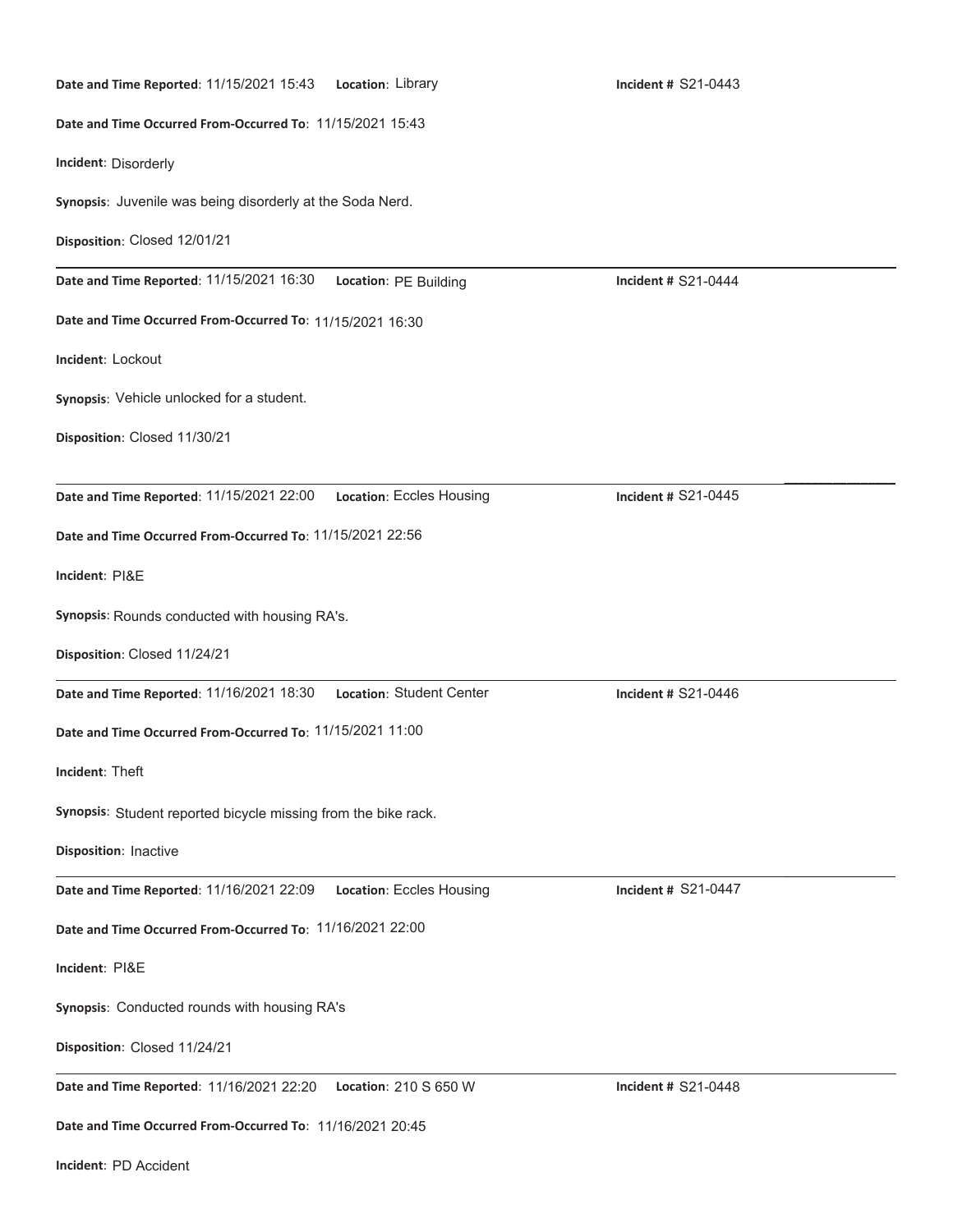**Date and Time Reported**: 11/15/2021 15:43 **Location**: Library **Incident #** S21-0443

**Date and Time Occurred From-Occurred To**: 11/15/2021 15:43

**Incident**: Disorderly

**Synopsis**: Juvenile was being disorderly at the Soda Nerd.

**Disposition**: Closed 12/01/21

---

**Date and Time Reported**: 11/15/2021 16:30 **Location**: PE Building **Incident #** S21-0444

**Date and Time Occurred From-Occurred To**: 11/15/2021 16:30

**Incident**: Lockout

**Synopsis**: Vehicle unlocked for a student.

**Disposition**: Closed 11/30/21

---

**Date and Time Reported**: 11/15/2021 22:00 **Location**: Eccles Housing **Incident #** S21-0445

**Date and Time Occurred From-Occurred To**: 11/15/2021 22:56

**Incident**: PI&E

**Synopsis**: Rounds conducted with housing RA's.

**Disposition**: Closed 11/24/21

---

**Date and Time Reported**: 11/16/2021 18:30 **Location**: Student Center **Incident #** S21-0446

**Date and Time Occurred From-Occurred To**: 11/15/2021 11:00

**Incident**: Theft

**Synopsis**: Student reported bicycle missing from the bike rack.

**Disposition**: Inactive

---

**Date and Time Reported**: 11/16/2021 22:09 **Location**: Eccles Housing **Incident #** S21-0447

**Date and Time Occurred From-Occurred To**: 11/16/2021 22:00

**Incident**: PI&E

**Synopsis**: Conducted rounds with housing RA's

**Disposition**: Closed 11/24/21

---

**Date and Time Reported**: 11/16/2021 22:20 **Location**: 210 S 650 W **Incident #** S21-0448

**Date and Time Occurred From-Occurred To**: 11/16/2021 20:45

**Incident**: PD Accident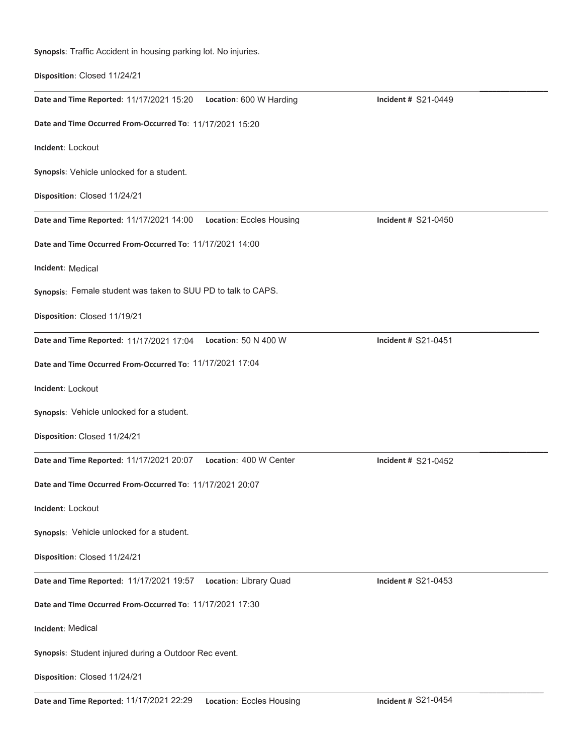**Synopsis**: Traffic Accident in housing parking lot. No injuries.

**Disposition**: Closed 11/24/21

---

**Date and Time Reported**: 11/17/2021 15:20 **Location**: 600 W Harding **Incident #** S21-0449

**Date and Time Occurred From-Occurred To**: 11/17/2021 15:20

**Incident**: Lockout

**Synopsis**: Vehicle unlocked for a student.

**Disposition**: Closed 11/24/21

---

**Date and Time Reported**: 11/17/2021 14:00 **Location**: Eccles Housing **Incident #** S21-0450

**Date and Time Occurred From-Occurred To**: 11/17/2021 14:00

**Incident**: Medical

**Synopsis**: Female student was taken to SUU PD to talk to CAPS.

**Disposition**: Closed 11/19/21

---

**Date and Time Reported**: 11/17/2021 17:04 **Location**: 50 N 400 W **Incident #** S21-0451

**Date and Time Occurred From-Occurred To**: 11/17/2021 17:04

**Incident**: Lockout

**Synopsis**: Vehicle unlocked for a student.

**Disposition**: Closed 11/24/21

---

**Date and Time Reported**: 11/17/2021 20:07 **Location**: 400 W Center **Incident #** S21-0452

**Date and Time Occurred From-Occurred To**: 11/17/2021 20:07

**Incident**: Lockout

**Synopsis**: Vehicle unlocked for a student.

**Disposition**: Closed 11/24/21

---

**Date and Time Reported**: 11/17/2021 19:57 **Location**: Library Quad **Incident #** S21-0453

**Date and Time Occurred From-Occurred To**: 11/17/2021 17:30

**Incident**: Medical

**Synopsis**: Student injured during a Outdoor Rec event.

**Disposition**: Closed 11/24/21

---

**Date and Time Reported**: 11/17/2021 22:29 **Location**: Eccles Housing **Incident #** S21-0454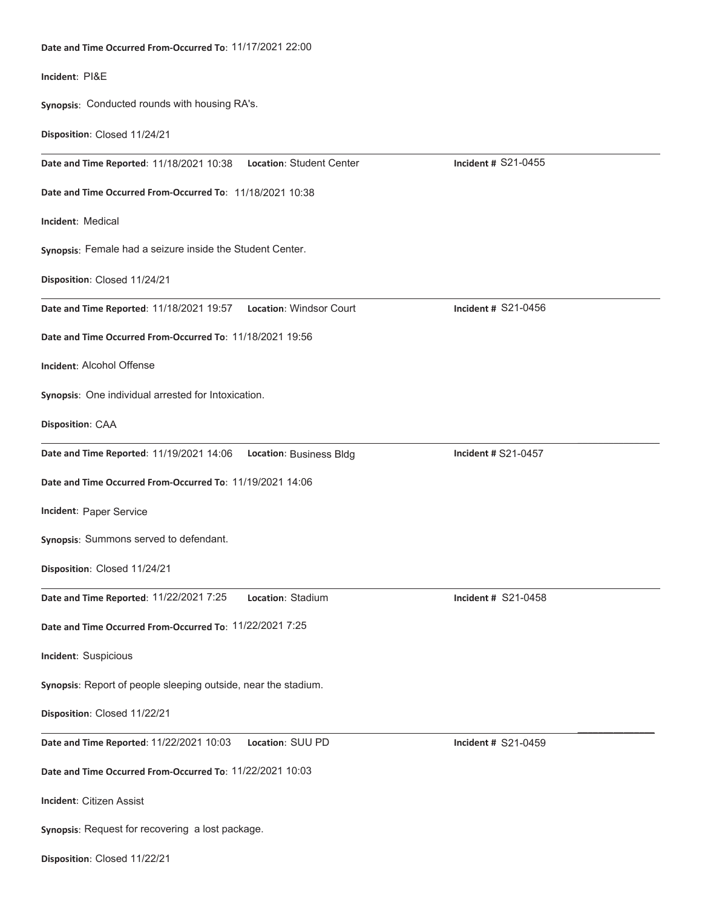**Date and Time Occurred From-Occurred To**: 11/17/2021 22:00

**Incident**: PI&E

**Synopsis**: Conducted rounds with housing RA's.

**Disposition**: Closed 11/24/21

---

**Date and Time Reported**: 11/18/2021 10:38 **Location**: Student Center **Incident #** S21-0455

**Date and Time Occurred From-Occurred To**: 11/18/2021 10:38

**Incident**: Medical

**Synopsis**: Female had a seizure inside the Student Center.

**Disposition**: Closed 11/24/21

---

**Date and Time Reported**: 11/18/2021 19:57 **Location**: Windsor Court **Incident #** S21-0456

**Date and Time Occurred From-Occurred To**: 11/18/2021 19:56

**Incident**: Alcohol Offense

**Synopsis**: One individual arrested for Intoxication.

**Disposition**: CAA

---

**Date and Time Reported**: 11/19/2021 14:06 **Location**: Business Bldg **Incident #** S21-0457

**Date and Time Occurred From-Occurred To**: 11/19/2021 14:06

**Incident**: Paper Service

**Synopsis**: Summons served to defendant.

**Disposition**: Closed 11/24/21

---

**Date and Time Reported**: 11/22/2021 7:25 **Location**: Stadium **Incident #** S21-0458

**Date and Time Occurred From-Occurred To**: 11/22/2021 7:25

**Incident**: Suspicious

**Synopsis**: Report of people sleeping outside, near the stadium.

**Disposition**: Closed 11/22/21

---

**Date and Time Reported**: 11/22/2021 10:03 **Location**: SUU PD **Incident #** S21-0459

**Date and Time Occurred From-Occurred To**: 11/22/2021 10:03

**Incident**: Citizen Assist

**Synopsis**: Request for recovering a lost package.

**Disposition**: Closed 11/22/21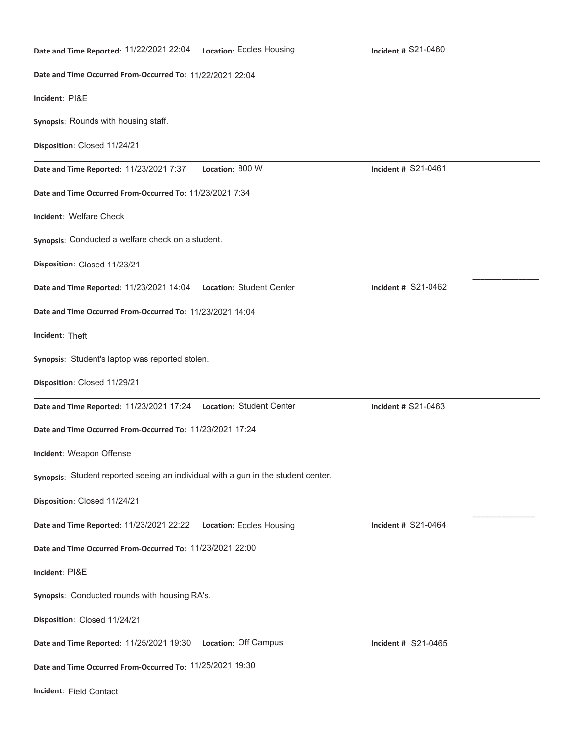**Date and Time Reported**: 11/22/2021 22:04 **Location**: Eccles Housing **Incident #** S21-0460

**Date and Time Occurred From-Occurred To**: 11/22/2021 22:04

**Incident**: PI&E

**Synopsis**: Rounds with housing staff.

**Disposition**: Closed 11/24/21

---

**Date and Time Reported**: 11/23/2021 7:37 **Location**: 800 W **Incident #** S21-0461

**Date and Time Occurred From-Occurred To**: 11/23/2021 7:34

**Incident**: Welfare Check

**Synopsis**: Conducted a welfare check on a student.

**Disposition**: Closed 11/23/21

---

**Date and Time Reported**: 11/23/2021 14:04 **Location**: Student Center **Incident #** S21-0462

**Date and Time Occurred From-Occurred To**: 11/23/2021 14:04

**Incident**: Theft

**Synopsis**: Student's laptop was reported stolen.

**Disposition**: Closed 11/29/21

---

**Date and Time Reported**: 11/23/2021 17:24 **Location**: Student Center **Incident #** S21-0463

**Date and Time Occurred From-Occurred To**: 11/23/2021 17:24

**Incident**: Weapon Offense

**Synopsis**: Student reported seeing an individual with a gun in the student center.

**Disposition**: Closed 11/24/21

---

**Date and Time Reported**: 11/23/2021 22:22 **Location**: Eccles Housing **Incident #** S21-0464

**Date and Time Occurred From-Occurred To**: 11/23/2021 22:00

**Incident**: PI&E

**Synopsis**: Conducted rounds with housing RA's.

**Disposition**: Closed 11/24/21

---

**Date and Time Reported**: 11/25/2021 19:30 **Location**: Off Campus **Incident #** S21-0465

**Date and Time Occurred From-Occurred To**: 11/25/2021 19:30

**Incident**: Field Contact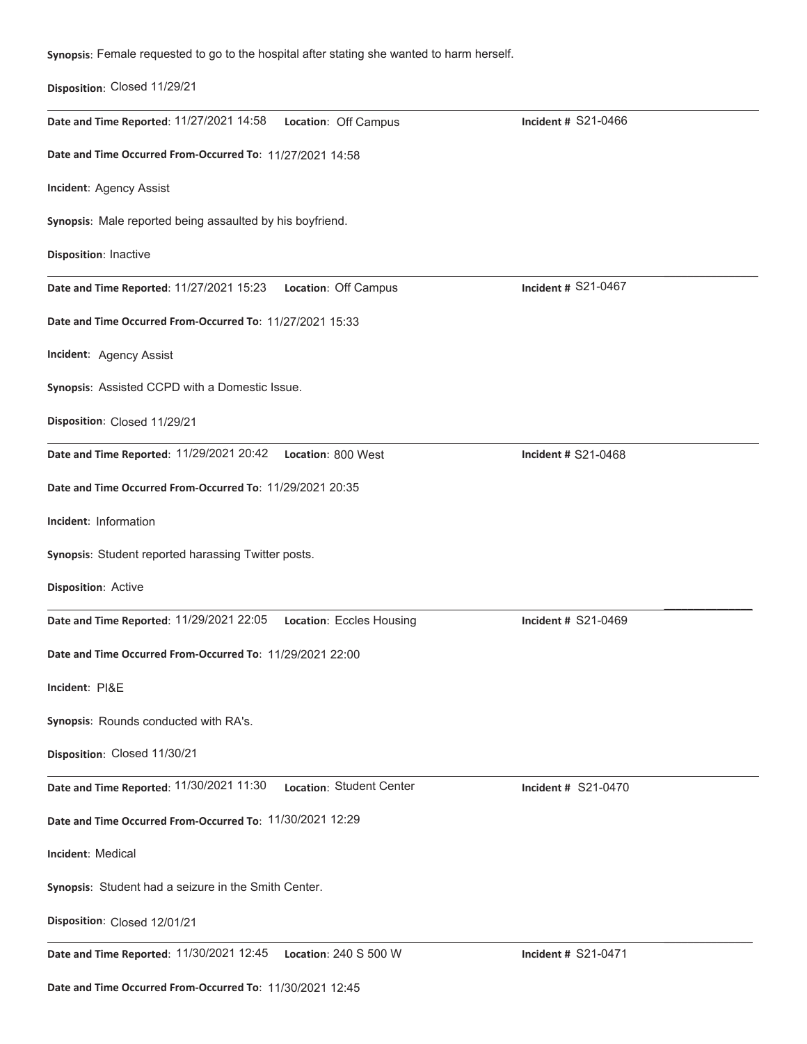**Synopsis**: Female requested to go to the hospital after stating she wanted to harm herself.

**Disposition**: Closed 11/29/21

---

**Date and Time Reported**: 11/27/2021 14:58 **Location**: Off Campus **Incident #** S21-0466

**Date and Time Occurred From-Occurred To**: 11/27/2021 14:58

**Incident**: Agency Assist

**Synopsis**: Male reported being assaulted by his boyfriend.

**Disposition**: Inactive

---

**Date and Time Reported**: 11/27/2021 15:23 **Location**: Off Campus **Incident #** S21-0467

**Date and Time Occurred From-Occurred To**: 11/27/2021 15:33

**Incident**: Agency Assist

**Synopsis**: Assisted CCPD with a Domestic Issue.

**Disposition**: Closed 11/29/21

---

**Date and Time Reported**: 11/29/2021 20:42 **Location**: 800 West **Incident #** S21-0468

**Date and Time Occurred From-Occurred To**: 11/29/2021 20:35

**Incident**: Information

**Synopsis**: Student reported harassing Twitter posts.

**Disposition**: Active

---

**Date and Time Reported**: 11/29/2021 22:05 **Location**: Eccles Housing **Incident #** S21-0469

**Date and Time Occurred From-Occurred To**: 11/29/2021 22:00

**Incident**: PI&E

**Synopsis**: Rounds conducted with RA's.

**Disposition**: Closed 11/30/21

---

**Date and Time Reported**: 11/30/2021 11:30 **Location**: Student Center **Incident #** S21-0470

**Date and Time Occurred From-Occurred To**: 11/30/2021 12:29

**Incident**: Medical

**Synopsis**: Student had a seizure in the Smith Center.

**Disposition**: Closed 12/01/21

---

**Date and Time Reported**: 11/30/2021 12:45 **Location**: 240 S 500 W **Incident #** S21-0471

**Date and Time Occurred From-Occurred To**: 11/30/2021 12:45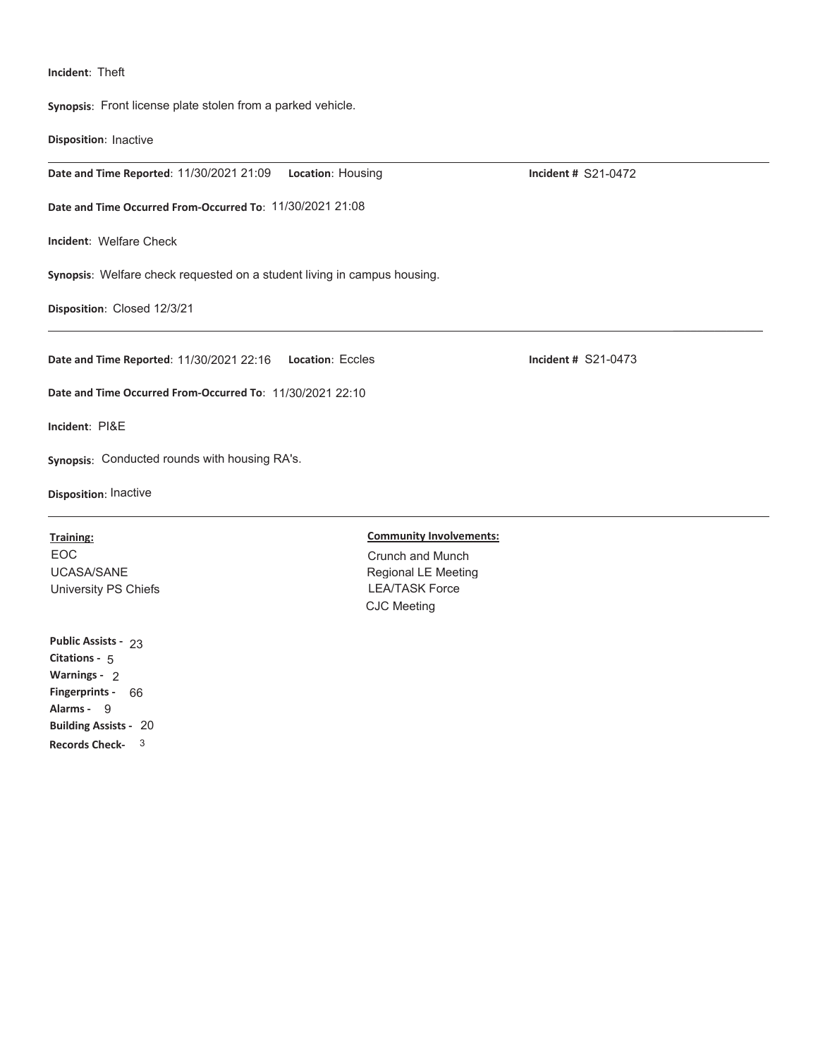**Incident**: Theft

**Synopsis**: Front license plate stolen from a parked vehicle.

**Disposition**: Inactive

---

**Date and Time Reported**: 11/30/2021 21:09 **Location**: Housing **Incident #** S21-0472

**Date and Time Occurred From-Occurred To**: 11/30/2021 21:08

**Incident**: Welfare Check

**Synopsis**: Welfare check requested on a student living in campus housing.

**Disposition**: Closed 12/3/21

---

**Date and Time Reported**: 11/30/2021 22:16 **Location**: Eccles **Incident #** S21-0473

**Date and Time Occurred From-Occurred To**: 11/30/2021 22:10

**Incident**: PI&E

**Synopsis**: Conducted rounds with housing RA's.

**Disposition**: Inactive

---

**Training:**

EOC
UCASA/SANE
University PS Chiefs

**Community Involvements:**

Crunch and Munch
Regional LE Meeting
LEA/TASK Force
CJC Meeting

**Public Assists -** 23
**Citations -** 5
**Warnings -** 2
**Fingerprints -** 66
**Alarms -** 9
**Building Assists -** 20
**Records Check-** 3